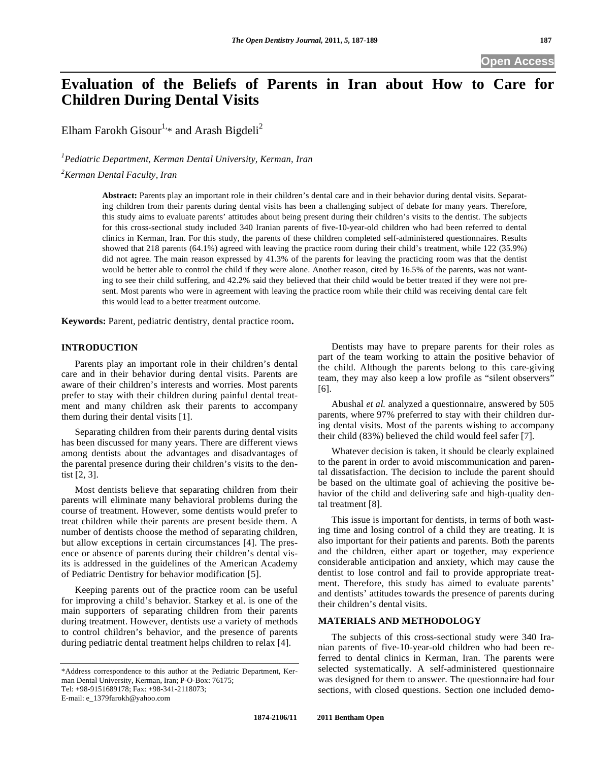Open Access

# Evaluation of the Beliefs of Parents in Iran about How to Care for Children During Dental Visits

Elham Farokh Gisour[1,*] and Arash Bigdeli[2]

[1] *Pediatric Department, Kerman Dental University, Kerman, Iran*

[2] *Kerman Dental Faculty, Iran*

**Abstract:** Parents play an important role in their children's dental care and in their behavior during dental visits. Separating children from their parents during dental visits has been a challenging subject of debate for many years. Therefore, this study aims to evaluate parents' attitudes about being present during their children's visits to the dentist. The subjects for this cross-sectional study included 340 Iranian parents of five-10-year-old children who had been referred to dental clinics in Kerman, Iran. For this study, the parents of these children completed self-administered questionnaires. Results showed that 218 parents (64.1%) agreed with leaving the practice room during their child's treatment, while 122 (35.9%) did not agree. The main reason expressed by 41.3% of the parents for leaving the practicing room was that the dentist would be better able to control the child if they were alone. Another reason, cited by 16.5% of the parents, was not wanting to see their child suffering, and 42.2% said they believed that their child would be better treated if they were not present. Most parents who were in agreement with leaving the practice room while their child was receiving dental care felt this would lead to a better treatment outcome.

**Keywords:** Parent, pediatric dentistry, dental practice room**.**

## INTRODUCTION

Parents play an important role in their children's dental care and in their behavior during dental visits. Parents are aware of their children's interests and worries. Most parents prefer to stay with their children during painful dental treatment and many children ask their parents to accompany them during their dental visits [1].

Separating children from their parents during dental visits has been discussed for many years. There are different views among dentists about the advantages and disadvantages of the parental presence during their children's visits to the dentist [2, 3].

Most dentists believe that separating children from their parents will eliminate many behavioral problems during the course of treatment. However, some dentists would prefer to treat children while their parents are present beside them. A number of dentists choose the method of separating children, but allow exceptions in certain circumstances [4]. The presence or absence of parents during their children's dental visits is addressed in the guidelines of the American Academy of Pediatric Dentistry for behavior modification [5].

Keeping parents out of the practice room can be useful for improving a child's behavior. Starkey et al. is one of the main supporters of separating children from their parents during treatment. However, dentists use a variety of methods to control children's behavior, and the presence of parents during pediatric dental treatment helps children to relax [4].

Dentists may have to prepare parents for their roles as part of the team working to attain the positive behavior of the child. Although the parents belong to this care-giving team, they may also keep a low profile as "silent observers" [6].

Abushal *et al.* analyzed a questionnaire, answered by 505 parents, where 97% preferred to stay with their children during dental visits. Most of the parents wishing to accompany their child (83%) believed the child would feel safer [7].

Whatever decision is taken, it should be clearly explained to the parent in order to avoid miscommunication and parental dissatisfaction. The decision to include the parent should be based on the ultimate goal of achieving the positive behavior of the child and delivering safe and high-quality dental treatment [8].

This issue is important for dentists, in terms of both wasting time and losing control of a child they are treating. It is also important for their patients and parents. Both the parents and the children, either apart or together, may experience considerable anticipation and anxiety, which may cause the dentist to lose control and fail to provide appropriate treatment. Therefore, this study has aimed to evaluate parents' and dentists' attitudes towards the presence of parents during their children's dental visits.

## MATERIALS AND METHODOLOGY

The subjects of this cross-sectional study were 340 Iranian parents of five-10-year-old children who had been referred to dental clinics in Kerman, Iran. The parents were selected systematically. A self-administered questionnaire was designed for them to answer. The questionnaire had four sections, with closed questions. Section one included demo-

*Address correspondence to this author at the Pediatric Department, Kerman Dental University, Kerman, Iran; P-O-Box: 76175; Tel: +98-9151689178; Fax: +98-341-2118073; E-mail: e_1379farokh@yahoo.com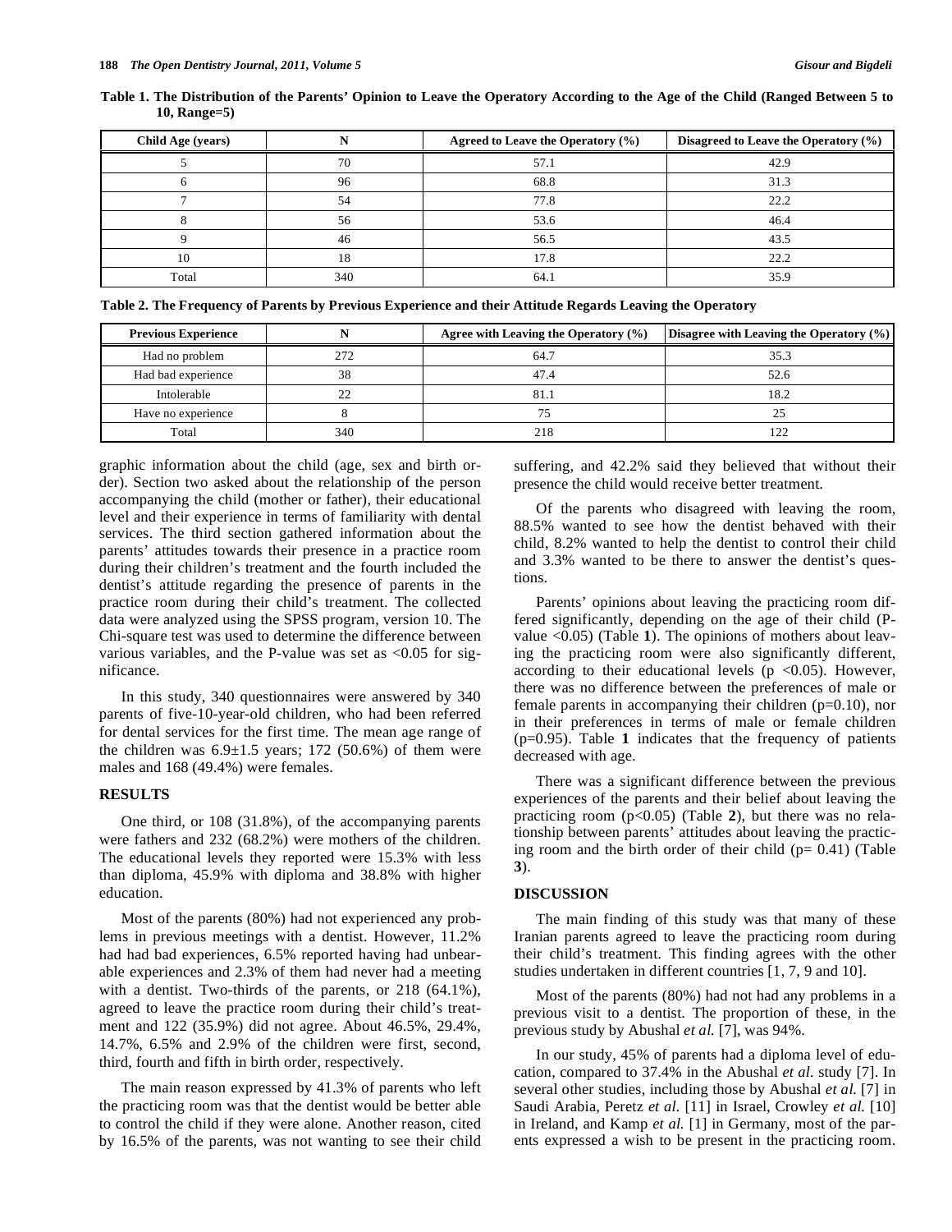**Table 1. The Distribution of the Parents' Opinion to Leave the Operatory According to the Age of the Child (Ranged Between 5 to 10, Range=5)**

| Child Age (years) | N | Agreed to Leave the Operatory (%) | Disagreed to Leave the Operatory (%) |
|---|---|---|---|
| 5 | 70 | 57.1 | 42.9 |
| 6 | 96 | 68.8 | 31.3 |
| 7 | 54 | 77.8 | 22.2 |
| 8 | 56 | 53.6 | 46.4 |
| 9 | 46 | 56.5 | 43.5 |
| 10 | 18 | 17.8 | 22.2 |
| Total | 340 | 64.1 | 35.9 |

**Table 2. The Frequency of Parents by Previous Experience and their Attitude Regards Leaving the Operatory**

| Previous Experience | N | Agree with Leaving the Operatory (%) | Disagree with Leaving the Operatory (%) |
|---|---|---|---|
| Had no problem | 272 | 64.7 | 35.3 |
| Had bad experience | 38 | 47.4 | 52.6 |
| Intolerable | 22 | 81.1 | 18.2 |
| Have no experience | 8 | 75 | 25 |
| Total | 340 | 218 | 122 |

graphic information about the child (age, sex and birth order). Section two asked about the relationship of the person accompanying the child (mother or father), their educational level and their experience in terms of familiarity with dental services. The third section gathered information about the parents' attitudes towards their presence in a practice room during their children's treatment and the fourth included the dentist's attitude regarding the presence of parents in the practice room during their child's treatment. The collected data were analyzed using the SPSS program, version 10. The Chi-square test was used to determine the difference between various variables, and the P-value was set as <0.05 for significance.

In this study, 340 questionnaires were answered by 340 parents of five-10-year-old children, who had been referred for dental services for the first time. The mean age range of the children was 6.9±1.5 years; 172 (50.6%) of them were males and 168 (49.4%) were females.

## RESULTS

One third, or 108 (31.8%), of the accompanying parents were fathers and 232 (68.2%) were mothers of the children. The educational levels they reported were 15.3% with less than diploma, 45.9% with diploma and 38.8% with higher education.

Most of the parents (80%) had not experienced any problems in previous meetings with a dentist. However, 11.2% had had bad experiences, 6.5% reported having had unbearable experiences and 2.3% of them had never had a meeting with a dentist. Two-thirds of the parents, or 218 (64.1%), agreed to leave the practice room during their child's treatment and 122 (35.9%) did not agree. About 46.5%, 29.4%, 14.7%, 6.5% and 2.9% of the children were first, second, third, fourth and fifth in birth order, respectively.

The main reason expressed by 41.3% of parents who left the practicing room was that the dentist would be better able to control the child if they were alone. Another reason, cited by 16.5% of the parents, was not wanting to see their child suffering, and 42.2% said they believed that without their presence the child would receive better treatment.

Of the parents who disagreed with leaving the room, 88.5% wanted to see how the dentist behaved with their child, 8.2% wanted to help the dentist to control their child and 3.3% wanted to be there to answer the dentist's questions.

Parents' opinions about leaving the practicing room differed significantly, depending on the age of their child (P-value <0.05) (Table **1**). The opinions of mothers about leaving the practicing room were also significantly different, according to their educational levels ($p < 0.05$). However, there was no difference between the preferences of male or female parents in accompanying their children ($p=0.10$), nor in their preferences in terms of male or female children ($p=0.95$). Table **1** indicates that the frequency of patients decreased with age.

There was a significant difference between the previous experiences of the parents and their belief about leaving the practicing room ($p<0.05$) (Table **2**), but there was no relationship between parents' attitudes about leaving the practicing room and the birth order of their child ($p= 0.41$) (Table **3**).

## DISCUSSION

The main finding of this study was that many of these Iranian parents agreed to leave the practicing room during their child's treatment. This finding agrees with the other studies undertaken in different countries [1, 7, 9 and 10].

Most of the parents (80%) had not had any problems in a previous visit to a dentist. The proportion of these, in the previous study by Abushal *et al.* [7], was 94%.

In our study, 45% of parents had a diploma level of education, compared to 37.4% in the Abushal *et al.* study [7]. In several other studies, including those by Abushal *et al.* [7] in Saudi Arabia, Peretz *et al.* [11] in Israel, Crowley *et al.* [10] in Ireland, and Kamp *et al.* [1] in Germany, most of the parents expressed a wish to be present in the practicing room.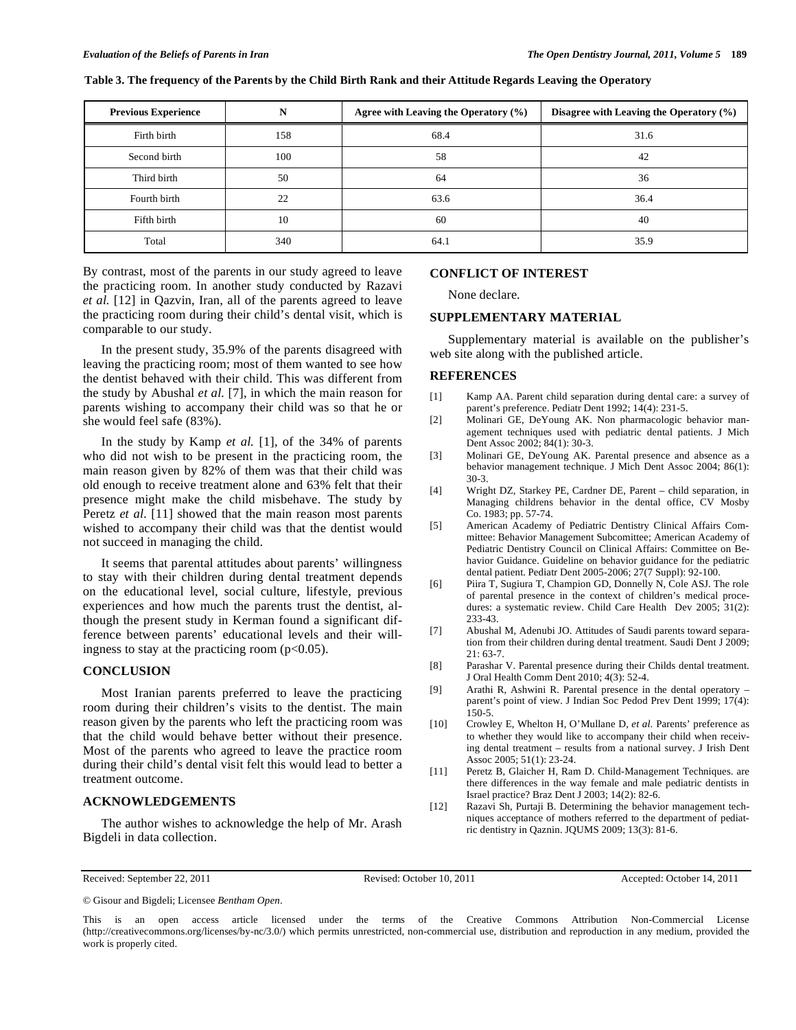**Table 3. The frequency of the Parents by the Child Birth Rank and their Attitude Regards Leaving the Operatory**

| Previous Experience | N | Agree with Leaving the Operatory (%) | Disagree with Leaving the Operatory (%) |
|---|---|---|---|
| Firth birth | 158 | 68.4 | 31.6 |
| Second birth | 100 | 58 | 42 |
| Third birth | 50 | 64 | 36 |
| Fourth birth | 22 | 63.6 | 36.4 |
| Fifth birth | 10 | 60 | 40 |
| Total | 340 | 64.1 | 35.9 |

By contrast, most of the parents in our study agreed to leave the practicing room. In another study conducted by Razavi *et al.* [12] in Qazvin, Iran, all of the parents agreed to leave the practicing room during their child's dental visit, which is comparable to our study.

In the present study, 35.9% of the parents disagreed with leaving the practicing room; most of them wanted to see how the dentist behaved with their child. This was different from the study by Abushal *et al.* [7], in which the main reason for parents wishing to accompany their child was so that he or she would feel safe (83%).

In the study by Kamp *et al.* [1], of the 34% of parents who did not wish to be present in the practicing room, the main reason given by 82% of them was that their child was old enough to receive treatment alone and 63% felt that their presence might make the child misbehave. The study by Peretz *et al.* [11] showed that the main reason most parents wished to accompany their child was that the dentist would not succeed in managing the child.

It seems that parental attitudes about parents' willingness to stay with their children during dental treatment depends on the educational level, social culture, lifestyle, previous experiences and how much the parents trust the dentist, although the present study in Kerman found a significant difference between parents' educational levels and their willingness to stay at the practicing room ($p<0.05$).

## CONCLUSION

Most Iranian parents preferred to leave the practicing room during their children's visits to the dentist. The main reason given by the parents who left the practicing room was that the child would behave better without their presence. Most of the parents who agreed to leave the practice room during their child's dental visit felt this would lead to better a treatment outcome.

## ACKNOWLEDGEMENTS

The author wishes to acknowledge the help of Mr. Arash Bigdeli in data collection.

## CONFLICT OF INTEREST

None declare.

## SUPPLEMENTARY MATERIAL

Supplementary material is available on the publisher's web site along with the published article.

## REFERENCES

[1] Kamp AA. Parent child separation during dental care: a survey of parent's preference. Pediatr Dent 1992; 14(4): 231-5.

[2] Molinari GE, DeYoung AK. Non pharmacologic behavior management techniques used with pediatric dental patients. J Mich Dent Assoc 2002; 84(1): 30-3.

[3] Molinari GE, DeYoung AK. Parental presence and absence as a behavior management technique. J Mich Dent Assoc 2004; 86(1): 30-3.

[4] Wright DZ, Starkey PE, Cardner DE, Parent – child separation, in Managing childrens behavior in the dental office, CV Mosby Co. 1983; pp. 57-74.

[5] American Academy of Pediatric Dentistry Clinical Affairs Committee: Behavior Management Subcomittee; American Academy of Pediatric Dentistry Council on Clinical Affairs: Committee on Behavior Guidance. Guideline on behavior guidance for the pediatric dental patient. Pediatr Dent 2005-2006; 27(7 Suppl): 92-100.

[6] Piira T, Sugiura T, Champion GD, Donnelly N, Cole ASJ. The role of parental presence in the context of children's medical procedures: a systematic review. Child Care Health Dev 2005; 31(2): 233-43.

[7] Abushal M, Adenubi JO. Attitudes of Saudi parents toward separation from their children during dental treatment. Saudi Dent J 2009; 21: 63-7.

[8] Parashar V. Parental presence during their Childs dental treatment. J Oral Health Comm Dent 2010; 4(3): 52-4.

[9] Arathi R, Ashwini R. Parental presence in the dental operatory – parent's point of view. J Indian Soc Pedod Prev Dent 1999; 17(4): 150-5.

[10] Crowley E, Whelton H, O'Mullane D, *et al.* Parents' preference as to whether they would like to accompany their child when receiving dental treatment – results from a national survey. J Irish Dent Assoc 2005; 51(1): 23-24.

[11] Peretz B, Glaicher H, Ram D. Child-Management Techniques. are there differences in the way female and male pediatric dentists in Israel practice? Braz Dent J 2003; 14(2): 82-6.

[12] Razavi Sh, Purtaji B. Determining the behavior management techniques acceptance of mothers referred to the department of pediatric dentistry in Qaznin. JQUMS 2009; 13(3): 81-6.

Received: September 22, 2011 Revised: October 10, 2011 Accepted: October 14, 2011

© Gisour and Bigdeli; Licensee *Bentham Open*.

This is an open access article licensed under the terms of the Creative Commons Attribution Non-Commercial License (http://creativecommons.org/licenses/by-nc/3.0/) which permits unrestricted, non-commercial use, distribution and reproduction in any medium, provided the work is properly cited.